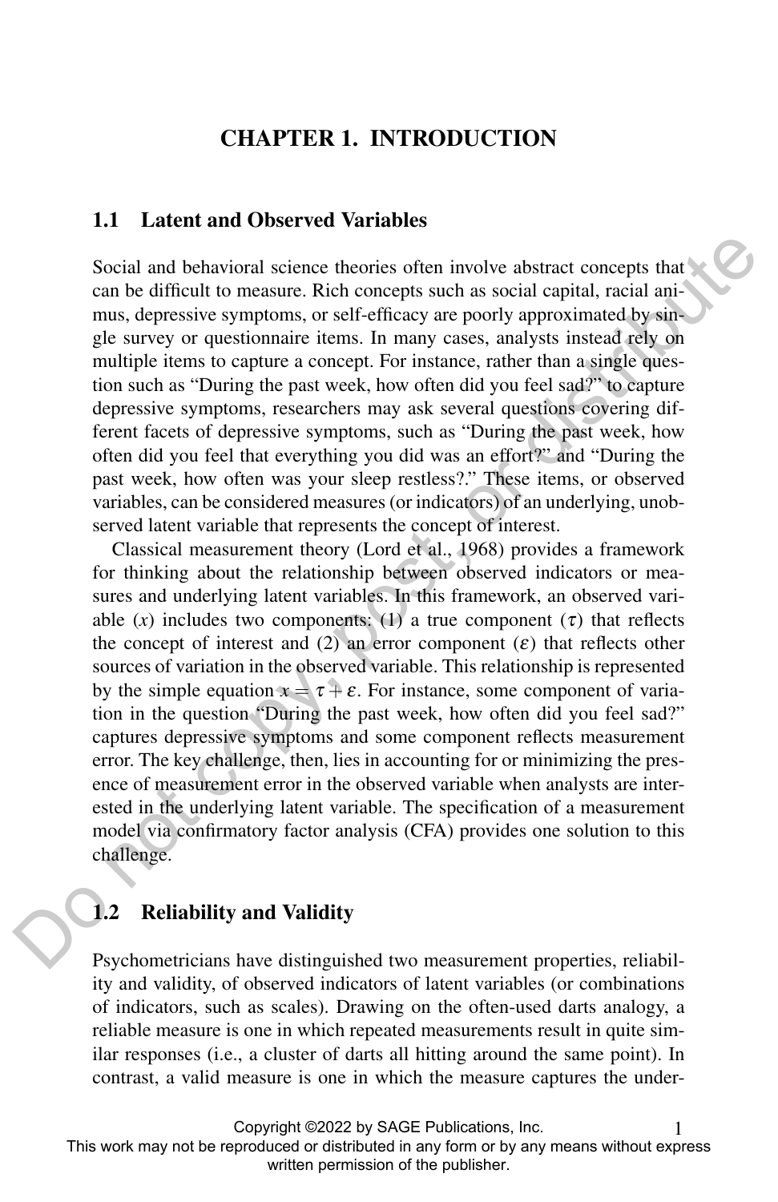# CHAPTER 1. INTRODUCTION

## 1.1 Latent and Observed Variables

Social and behavioral science theories often involve abstract concepts that can be difficult to measure. Rich concepts such as social capital, racial animus, depressive symptoms, or self-efficacy are poorly approximated by single survey or questionnaire items. In many cases, analysts instead rely on multiple items to capture a concept. For instance, rather than a single question such as "During the past week, how often did you feel sad?" to capture depressive symptoms, researchers may ask several questions covering different facets of depressive symptoms, such as "During the past week, how often did you feel that everything you did was an effort?" and "During the past week, how often was your sleep restless?." These items, or observed variables, can be considered measures (or indicators) of an underlying, unobserved latent variable that represents the concept of interest.

Classical measurement theory (Lord et al., 1968) provides a framework for thinking about the relationship between observed indicators or measures and underlying latent variables. In this framework, an observed variable ($x$) includes two components: (1) a true component ($\tau$) that reflects the concept of interest and (2) an error component ($\varepsilon$) that reflects other sources of variation in the observed variable. This relationship is represented by the simple equation $x = \tau + \varepsilon$. For instance, some component of variation in the question "During the past week, how often did you feel sad?" captures depressive symptoms and some component reflects measurement error. The key challenge, then, lies in accounting for or minimizing the presence of measurement error in the observed variable when analysts are interested in the underlying latent variable. The specification of a measurement model via confirmatory factor analysis (CFA) provides one solution to this challenge.

## 1.2 Reliability and Validity

Psychometricians have distinguished two measurement properties, reliability and validity, of observed indicators of latent variables (or combinations of indicators, such as scales). Drawing on the often-used darts analogy, a reliable measure is one in which repeated measurements result in quite similar responses (i.e., a cluster of darts all hitting around the same point). In contrast, a valid measure is one in which the measure captures the under-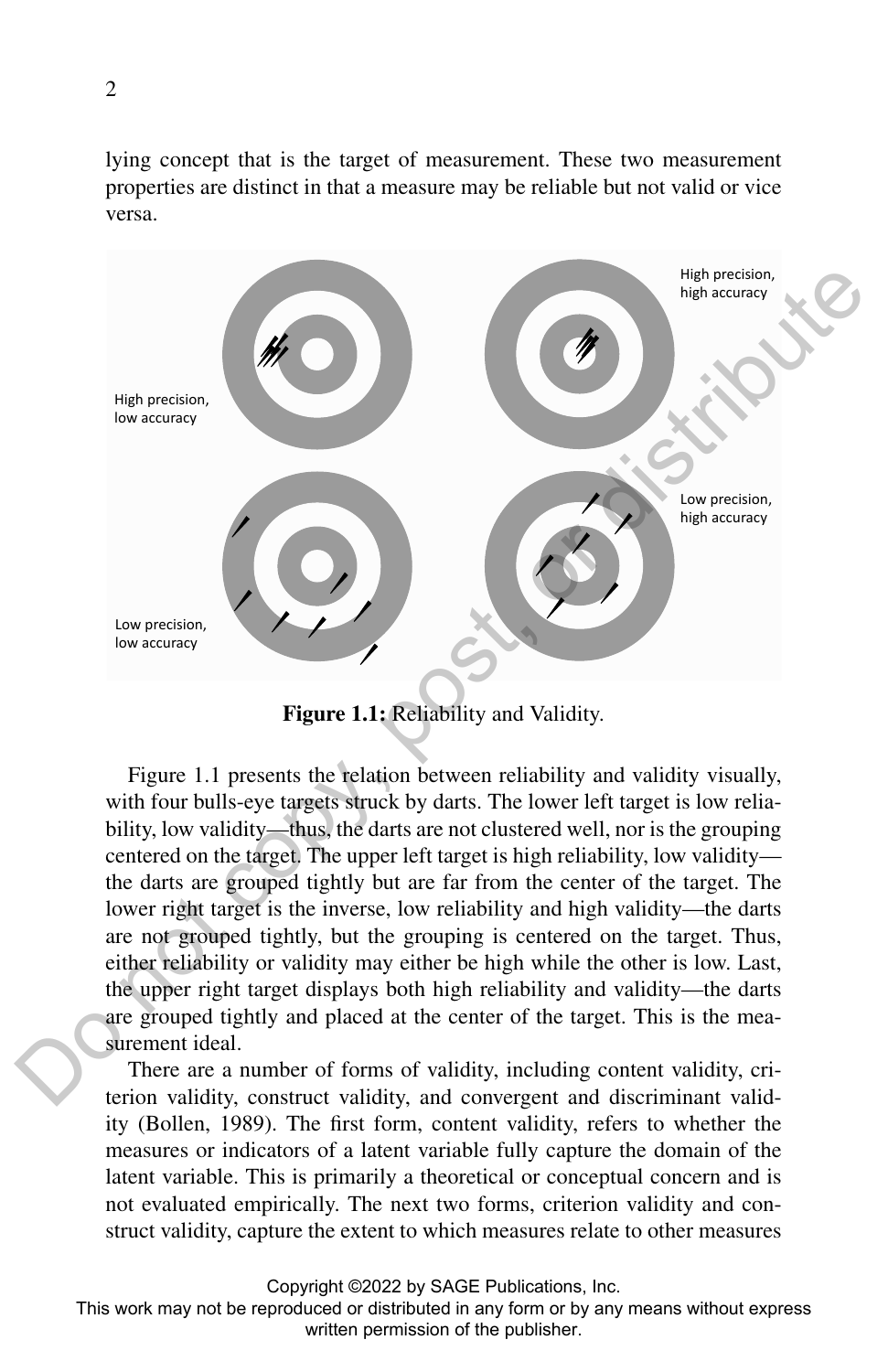lying concept that is the target of measurement. These two measurement properties are distinct in that a measure may be reliable but not valid or vice versa.

**Figure 1.1:** Reliability and Validity.

Figure 1.1 presents the relation between reliability and validity visually, with four bulls-eye targets struck by darts. The lower left target is low reliability, low validity—thus, the darts are not clustered well, nor is the grouping centered on the target. The upper left target is high reliability, low validity—the darts are grouped tightly but are far from the center of the target. The lower right target is the inverse, low reliability and high validity—the darts are not grouped tightly, but the grouping is centered on the target. Thus, either reliability or validity may either be high while the other is low. Last, the upper right target displays both high reliability and validity—the darts are grouped tightly and placed at the center of the target. This is the measurement ideal.

There are a number of forms of validity, including content validity, criterion validity, construct validity, and convergent and discriminant validity (Bollen, 1989). The first form, content validity, refers to whether the measures or indicators of a latent variable fully capture the domain of the latent variable. This is primarily a theoretical or conceptual concern and is not evaluated empirically. The next two forms, criterion validity and construct validity, capture the extent to which measures relate to other measures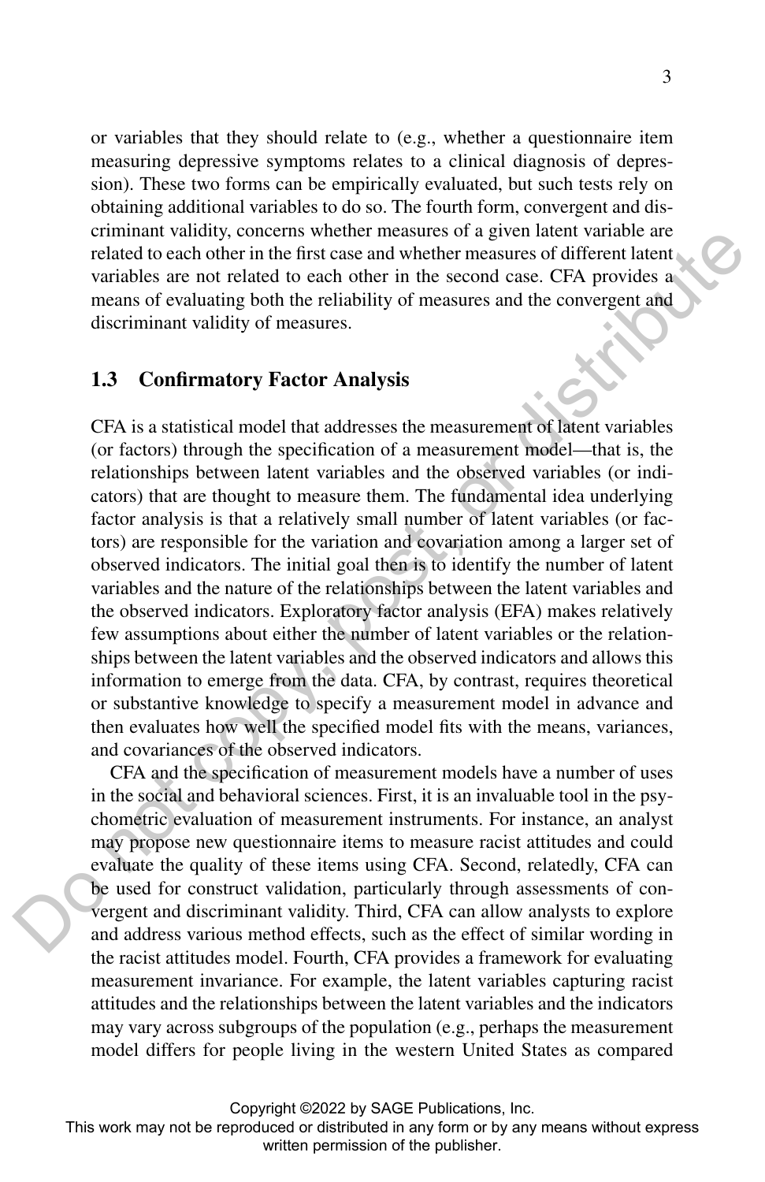or variables that they should relate to (e.g., whether a questionnaire item measuring depressive symptoms relates to a clinical diagnosis of depression). These two forms can be empirically evaluated, but such tests rely on obtaining additional variables to do so. The fourth form, convergent and discriminant validity, concerns whether measures of a given latent variable are related to each other in the first case and whether measures of different latent variables are not related to each other in the second case. CFA provides a means of evaluating both the reliability of measures and the convergent and discriminant validity of measures.

## 1.3 Confirmatory Factor Analysis

CFA is a statistical model that addresses the measurement of latent variables (or factors) through the specification of a measurement model—that is, the relationships between latent variables and the observed variables (or indicators) that are thought to measure them. The fundamental idea underlying factor analysis is that a relatively small number of latent variables (or factors) are responsible for the variation and covariation among a larger set of observed indicators. The initial goal then is to identify the number of latent variables and the nature of the relationships between the latent variables and the observed indicators. Exploratory factor analysis (EFA) makes relatively few assumptions about either the number of latent variables or the relationships between the latent variables and the observed indicators and allows this information to emerge from the data. CFA, by contrast, requires theoretical or substantive knowledge to specify a measurement model in advance and then evaluates how well the specified model fits with the means, variances, and covariances of the observed indicators.

CFA and the specification of measurement models have a number of uses in the social and behavioral sciences. First, it is an invaluable tool in the psychometric evaluation of measurement instruments. For instance, an analyst may propose new questionnaire items to measure racist attitudes and could evaluate the quality of these items using CFA. Second, relatedly, CFA can be used for construct validation, particularly through assessments of convergent and discriminant validity. Third, CFA can allow analysts to explore and address various method effects, such as the effect of similar wording in the racist attitudes model. Fourth, CFA provides a framework for evaluating measurement invariance. For example, the latent variables capturing racist attitudes and the relationships between the latent variables and the indicators may vary across subgroups of the population (e.g., perhaps the measurement model differs for people living in the western United States as compared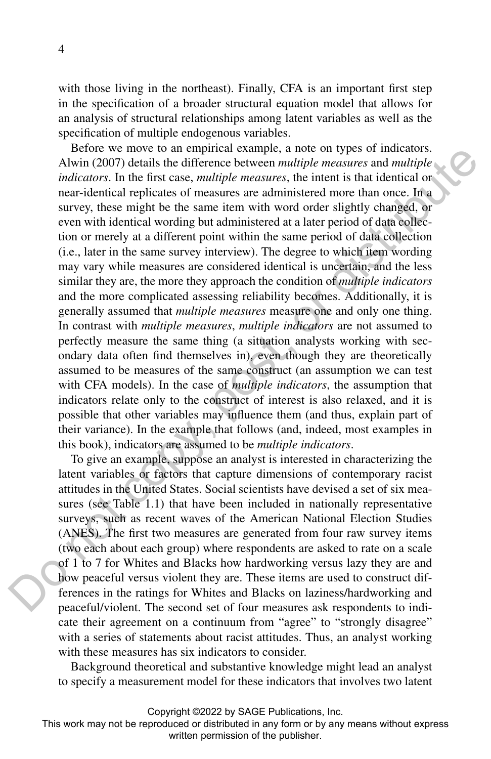with those living in the northeast). Finally, CFA is an important first step in the specification of a broader structural equation model that allows for an analysis of structural relationships among latent variables as well as the specification of multiple endogenous variables.

Before we move to an empirical example, a note on types of indicators. Alwin (2007) details the difference between *multiple measures* and *multiple indicators*. In the first case, *multiple measures*, the intent is that identical or near-identical replicates of measures are administered more than once. In a survey, these might be the same item with word order slightly changed, or even with identical wording but administered at a later period of data collection or merely at a different point within the same period of data collection (i.e., later in the same survey interview). The degree to which item wording may vary while measures are considered identical is uncertain, and the less similar they are, the more they approach the condition of *multiple indicators* and the more complicated assessing reliability becomes. Additionally, it is generally assumed that *multiple measures* measure one and only one thing. In contrast with *multiple measures*, *multiple indicators* are not assumed to perfectly measure the same thing (a situation analysts working with secondary data often find themselves in), even though they are theoretically assumed to be measures of the same construct (an assumption we can test with CFA models). In the case of *multiple indicators*, the assumption that indicators relate only to the construct of interest is also relaxed, and it is possible that other variables may influence them (and thus, explain part of their variance). In the example that follows (and, indeed, most examples in this book), indicators are assumed to be *multiple indicators*.

To give an example, suppose an analyst is interested in characterizing the latent variables or factors that capture dimensions of contemporary racist attitudes in the United States. Social scientists have devised a set of six measures (see Table 1.1) that have been included in nationally representative surveys, such as recent waves of the American National Election Studies (ANES). The first two measures are generated from four raw survey items (two each about each group) where respondents are asked to rate on a scale of 1 to 7 for Whites and Blacks how hardworking versus lazy they are and how peaceful versus violent they are. These items are used to construct differences in the ratings for Whites and Blacks on laziness/hardworking and peaceful/violent. The second set of four measures ask respondents to indicate their agreement on a continuum from "agree" to "strongly disagree" with a series of statements about racist attitudes. Thus, an analyst working with these measures has six indicators to consider.

Background theoretical and substantive knowledge might lead an analyst to specify a measurement model for these indicators that involves two latent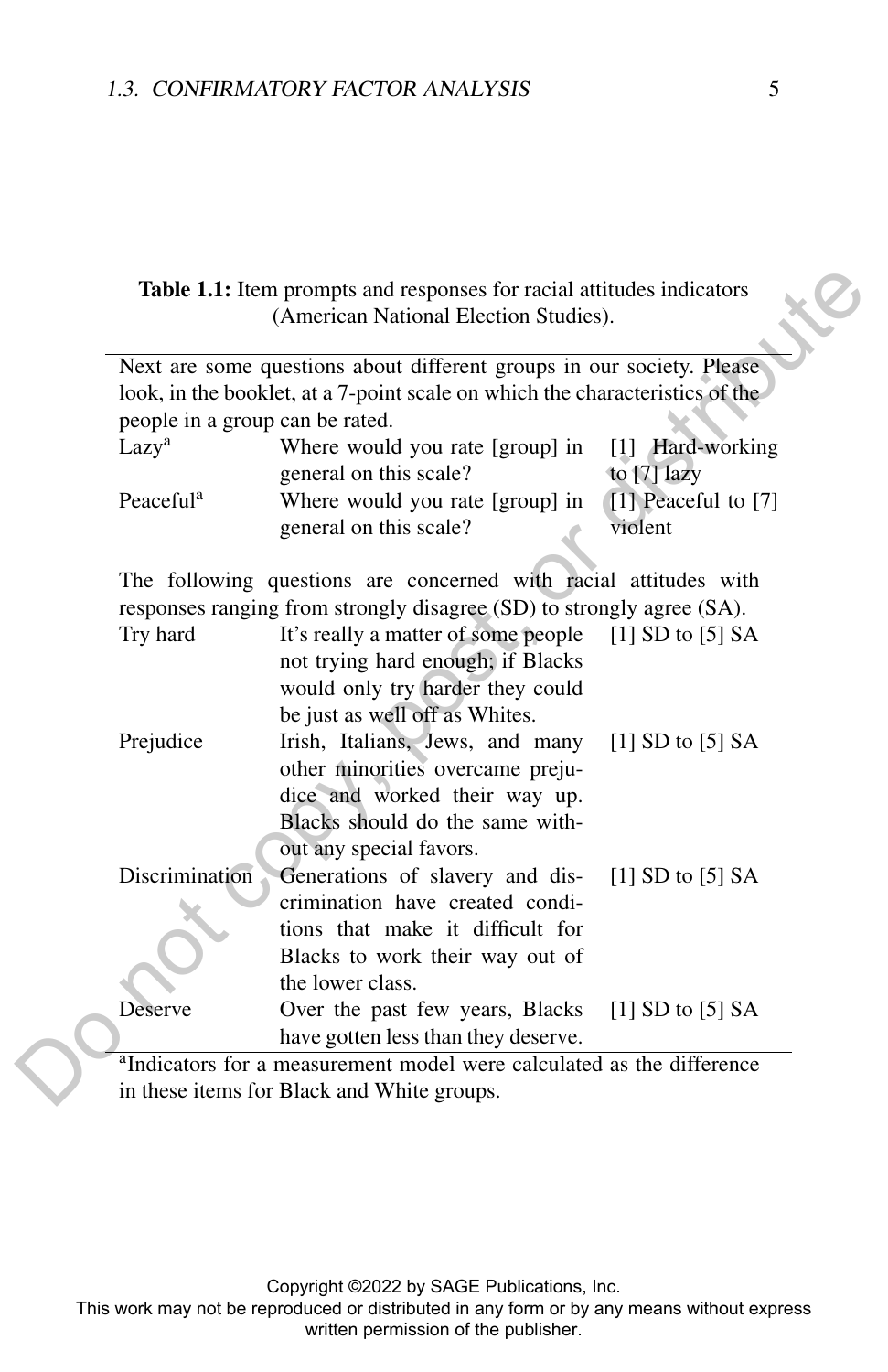**Table 1.1:** Item prompts and responses for racial attitudes indicators (American National Election Studies).

| | | |
|---|---|---|
| Next are some questions about different groups in our society. Please look, in the booklet, at a 7-point scale on which the characteristics of the people in a group can be rated. | | |
| Lazy[a] | Where would you rate [group] in general on this scale? | [1] Hard-working to [7] lazy |
| Peaceful[a] | Where would you rate [group] in general on this scale? | [1] Peaceful to [7] violent |
| The following questions are concerned with racial attitudes with responses ranging from strongly disagree (SD) to strongly agree (SA). | | |
| Try hard | It's really a matter of some people not trying hard enough; if Blacks would only try harder they could be just as well off as Whites. | [1] SD to [5] SA |
| Prejudice | Irish, Italians, Jews, and many other minorities overcame prejudice and worked their way up. Blacks should do the same without any special favors. | [1] SD to [5] SA |
| Discrimination | Generations of slavery and discrimination have created conditions that make it difficult for Blacks to work their way out of the lower class. | [1] SD to [5] SA |
| Deserve | Over the past few years, Blacks have gotten less than they deserve. | [1] SD to [5] SA |

[a]Indicators for a measurement model were calculated as the difference in these items for Black and White groups.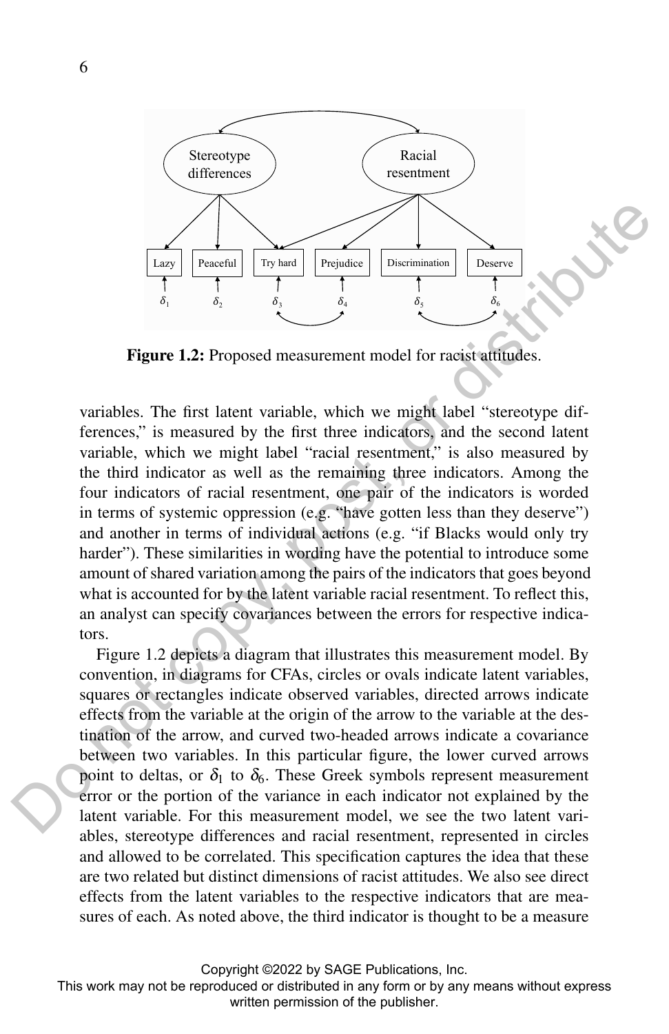Figure 1.2: Proposed measurement model for racist attitudes.

variables. The first latent variable, which we might label "stereotype differences," is measured by the first three indicators, and the second latent variable, which we might label "racial resentment," is also measured by the third indicator as well as the remaining three indicators. Among the four indicators of racial resentment, one pair of the indicators is worded in terms of systemic oppression (e.g. "have gotten less than they deserve") and another in terms of individual actions (e.g. "if Blacks would only try harder"). These similarities in wording have the potential to introduce some amount of shared variation among the pairs of the indicators that goes beyond what is accounted for by the latent variable racial resentment. To reflect this, an analyst can specify covariances between the errors for respective indicators.

Figure 1.2 depicts a diagram that illustrates this measurement model. By convention, in diagrams for CFAs, circles or ovals indicate latent variables, squares or rectangles indicate observed variables, directed arrows indicate effects from the variable at the origin of the arrow to the variable at the destination of the arrow, and curved two-headed arrows indicate a covariance between two variables. In this particular figure, the lower curved arrows point to deltas, or $\delta_1$ to $\delta_6$. These Greek symbols represent measurement error or the portion of the variance in each indicator not explained by the latent variable. For this measurement model, we see the two latent variables, stereotype differences and racial resentment, represented in circles and allowed to be correlated. This specification captures the idea that these are two related but distinct dimensions of racist attitudes. We also see direct effects from the latent variables to the respective indicators that are measures of each. As noted above, the third indicator is thought to be a measure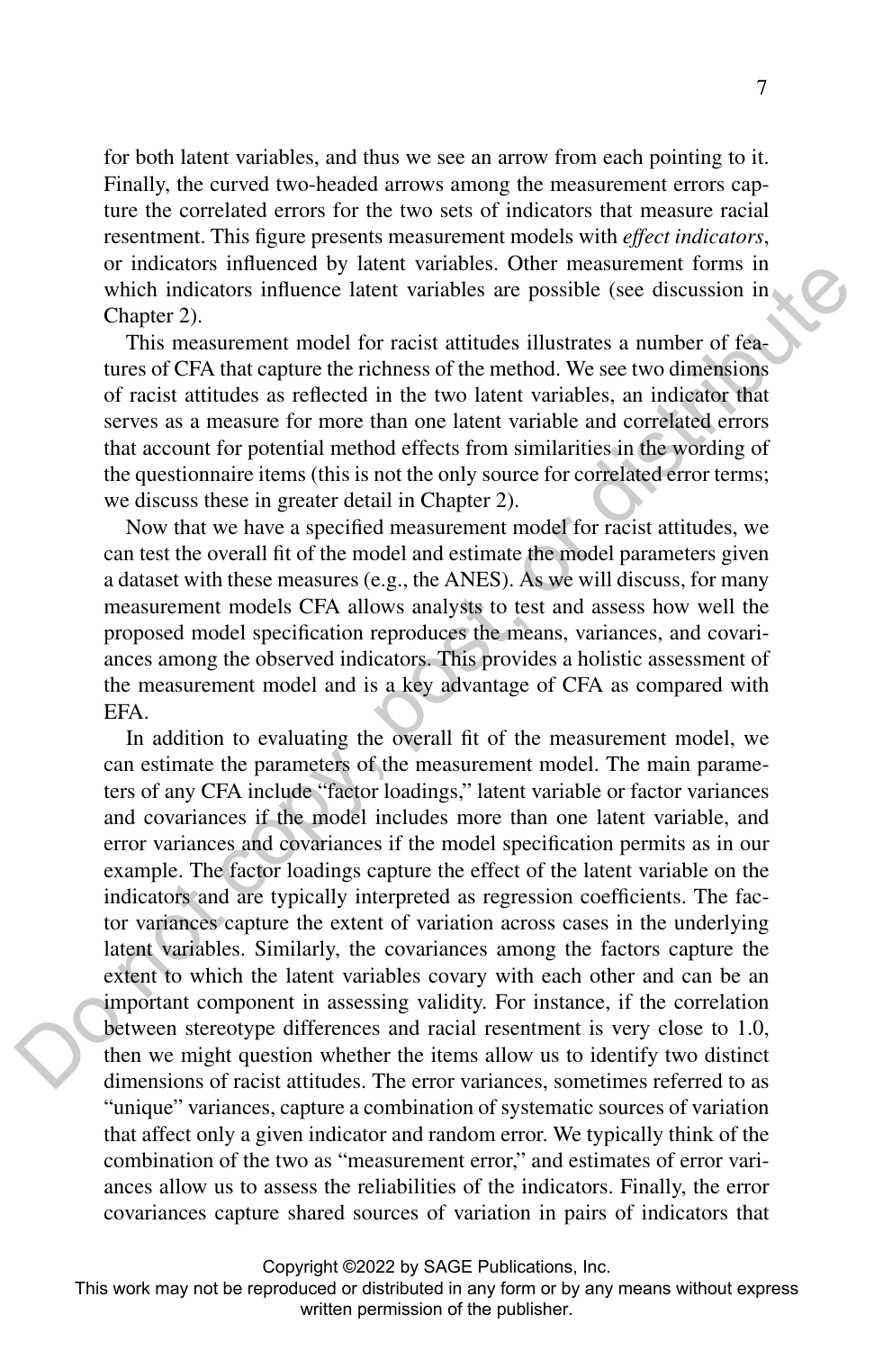for both latent variables, and thus we see an arrow from each pointing to it. Finally, the curved two-headed arrows among the measurement errors capture the correlated errors for the two sets of indicators that measure racial resentment. This figure presents measurement models with *effect indicators*, or indicators influenced by latent variables. Other measurement forms in which indicators influence latent variables are possible (see discussion in Chapter 2).

This measurement model for racist attitudes illustrates a number of features of CFA that capture the richness of the method. We see two dimensions of racist attitudes as reflected in the two latent variables, an indicator that serves as a measure for more than one latent variable and correlated errors that account for potential method effects from similarities in the wording of the questionnaire items (this is not the only source for correlated error terms; we discuss these in greater detail in Chapter 2).

Now that we have a specified measurement model for racist attitudes, we can test the overall fit of the model and estimate the model parameters given a dataset with these measures (e.g., the ANES). As we will discuss, for many measurement models CFA allows analysts to test and assess how well the proposed model specification reproduces the means, variances, and covariances among the observed indicators. This provides a holistic assessment of the measurement model and is a key advantage of CFA as compared with EFA.

In addition to evaluating the overall fit of the measurement model, we can estimate the parameters of the measurement model. The main parameters of any CFA include "factor loadings," latent variable or factor variances and covariances if the model includes more than one latent variable, and error variances and covariances if the model specification permits as in our example. The factor loadings capture the effect of the latent variable on the indicators and are typically interpreted as regression coefficients. The factor variances capture the extent of variation across cases in the underlying latent variables. Similarly, the covariances among the factors capture the extent to which the latent variables covary with each other and can be an important component in assessing validity. For instance, if the correlation between stereotype differences and racial resentment is very close to 1.0, then we might question whether the items allow us to identify two distinct dimensions of racist attitudes. The error variances, sometimes referred to as "unique" variances, capture a combination of systematic sources of variation that affect only a given indicator and random error. We typically think of the combination of the two as "measurement error," and estimates of error variances allow us to assess the reliabilities of the indicators. Finally, the error covariances capture shared sources of variation in pairs of indicators that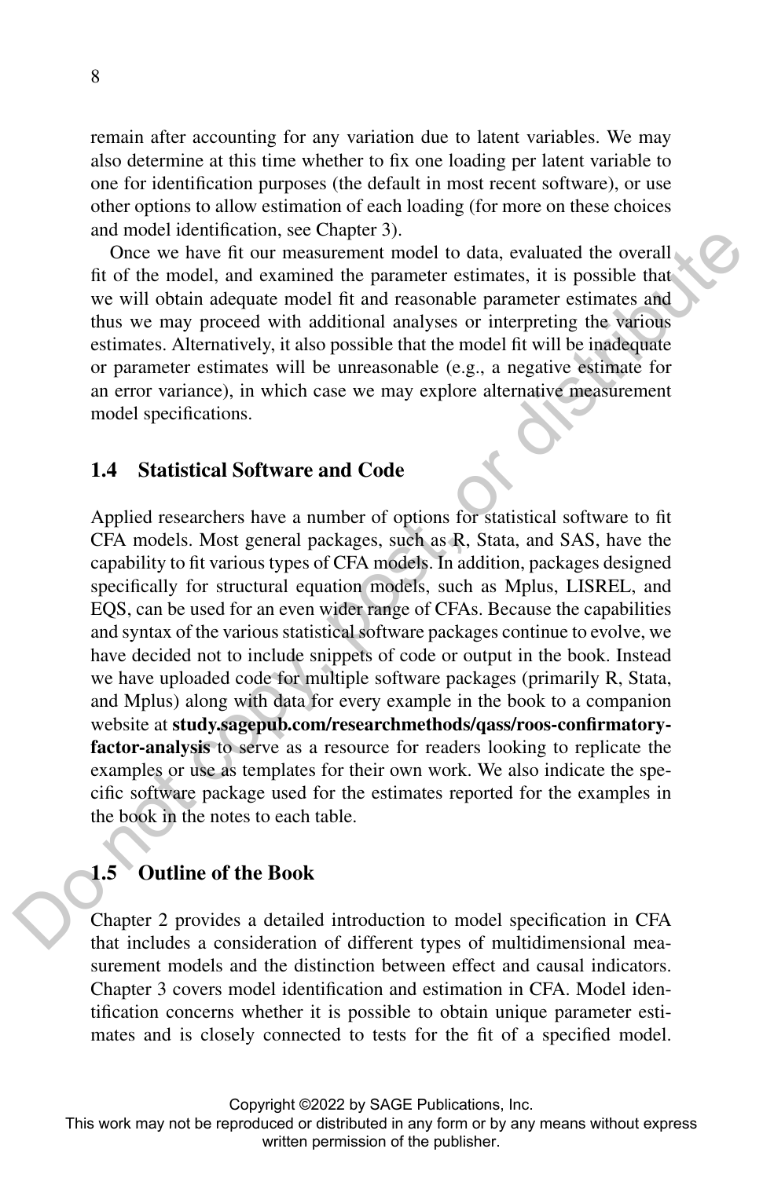remain after accounting for any variation due to latent variables. We may also determine at this time whether to fix one loading per latent variable to one for identification purposes (the default in most recent software), or use other options to allow estimation of each loading (for more on these choices and model identification, see Chapter 3).

Once we have fit our measurement model to data, evaluated the overall fit of the model, and examined the parameter estimates, it is possible that we will obtain adequate model fit and reasonable parameter estimates and thus we may proceed with additional analyses or interpreting the various estimates. Alternatively, it also possible that the model fit will be inadequate or parameter estimates will be unreasonable (e.g., a negative estimate for an error variance), in which case we may explore alternative measurement model specifications.

## 1.4 Statistical Software and Code

Applied researchers have a number of options for statistical software to fit CFA models. Most general packages, such as R, Stata, and SAS, have the capability to fit various types of CFA models. In addition, packages designed specifically for structural equation models, such as Mplus, LISREL, and EQS, can be used for an even wider range of CFAs. Because the capabilities and syntax of the various statistical software packages continue to evolve, we have decided not to include snippets of code or output in the book. Instead we have uploaded code for multiple software packages (primarily R, Stata, and Mplus) along with data for every example in the book to a companion website at **study.sagepub.com/researchmethods/qass/roos-confirmatory-factor-analysis** to serve as a resource for readers looking to replicate the examples or use as templates for their own work. We also indicate the specific software package used for the estimates reported for the examples in the book in the notes to each table.

## 1.5 Outline of the Book

Chapter 2 provides a detailed introduction to model specification in CFA that includes a consideration of different types of multidimensional measurement models and the distinction between effect and causal indicators. Chapter 3 covers model identification and estimation in CFA. Model identification concerns whether it is possible to obtain unique parameter estimates and is closely connected to tests for the fit of a specified model.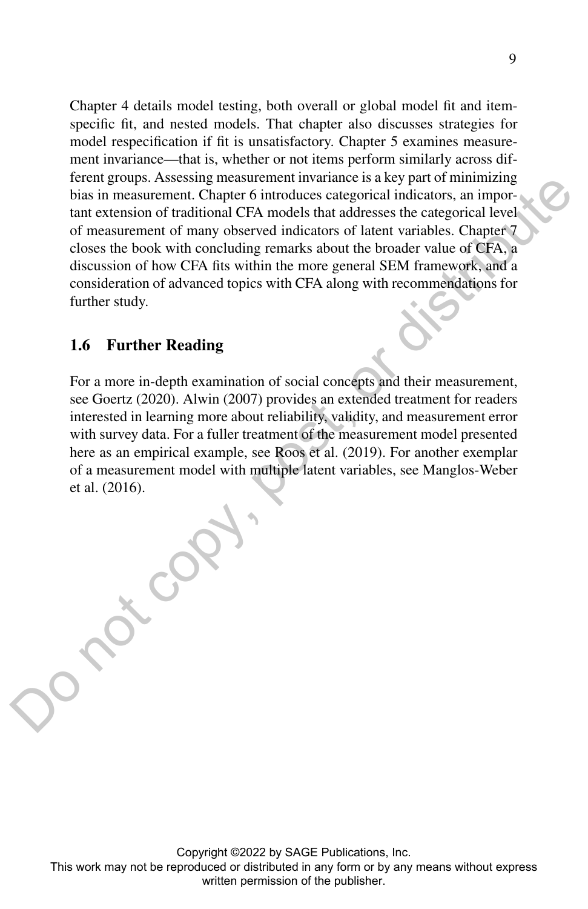Chapter 4 details model testing, both overall or global model fit and item-specific fit, and nested models. That chapter also discusses strategies for model respecification if fit is unsatisfactory. Chapter 5 examines measurement invariance—that is, whether or not items perform similarly across different groups. Assessing measurement invariance is a key part of minimizing bias in measurement. Chapter 6 introduces categorical indicators, an important extension of traditional CFA models that addresses the categorical level of measurement of many observed indicators of latent variables. Chapter 7 closes the book with concluding remarks about the broader value of CFA, a discussion of how CFA fits within the more general SEM framework, and a consideration of advanced topics with CFA along with recommendations for further study.

## 1.6 Further Reading

For a more in-depth examination of social concepts and their measurement, see Goertz (2020). Alwin (2007) provides an extended treatment for readers interested in learning more about reliability, validity, and measurement error with survey data. For a fuller treatment of the measurement model presented here as an empirical example, see Roos et al. (2019). For another exemplar of a measurement model with multiple latent variables, see Manglos-Weber et al. (2016).